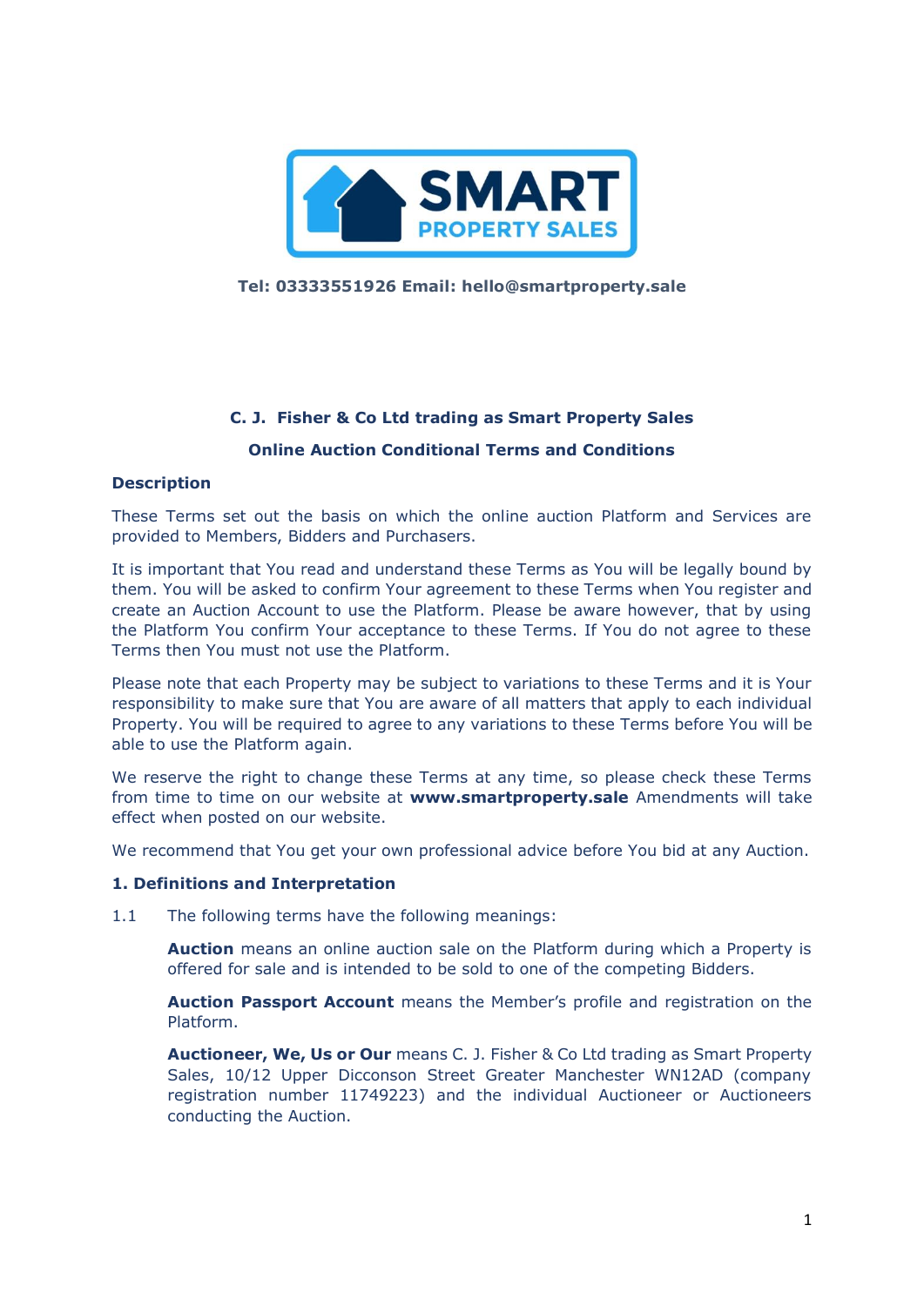SMART PROPERTY SALES

**Tel: 03333551926 Email: hello@smartproperty.sale**

**C. J. Fisher & Co Ltd trading as Smart Property Sales**

**Online Auction Conditional Terms and Conditions**

## Description

These Terms set out the basis on which the online auction Platform and Services are provided to Members, Bidders and Purchasers.

It is important that You read and understand these Terms as You will be legally bound by them. You will be asked to confirm Your agreement to these Terms when You register and create an Auction Account to use the Platform. Please be aware however, that by using the Platform You confirm Your acceptance to these Terms. If You do not agree to these Terms then You must not use the Platform.

Please note that each Property may be subject to variations to these Terms and it is Your responsibility to make sure that You are aware of all matters that apply to each individual Property. You will be required to agree to any variations to these Terms before You will be able to use the Platform again.

We reserve the right to change these Terms at any time, so please check these Terms from time to time on our website at **www.smartproperty.sale** Amendments will take effect when posted on our website.

We recommend that You get your own professional advice before You bid at any Auction.

## 1. Definitions and Interpretation

1.1 The following terms have the following meanings:

**Auction** means an online auction sale on the Platform during which a Property is offered for sale and is intended to be sold to one of the competing Bidders.

**Auction Passport Account** means the Member's profile and registration on the Platform.

**Auctioneer, We, Us or Our** means C. J. Fisher & Co Ltd trading as Smart Property Sales, 10/12 Upper Dicconson Street Greater Manchester WN12AD (company registration number 11749223) and the individual Auctioneer or Auctioneers conducting the Auction.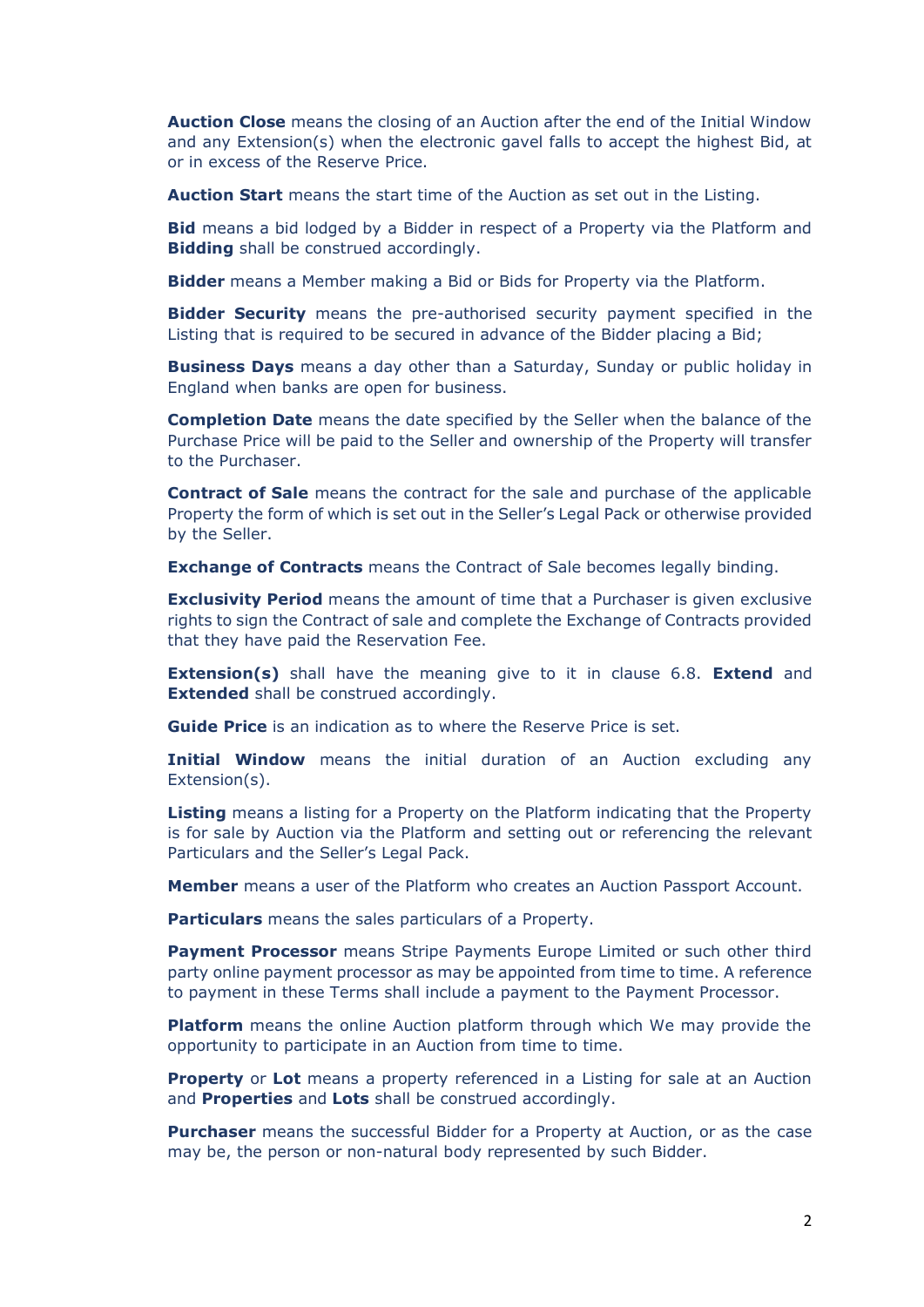**Auction Close** means the closing of an Auction after the end of the Initial Window and any Extension(s) when the electronic gavel falls to accept the highest Bid, at or in excess of the Reserve Price.

**Auction Start** means the start time of the Auction as set out in the Listing.

**Bid** means a bid lodged by a Bidder in respect of a Property via the Platform and **Bidding** shall be construed accordingly.

**Bidder** means a Member making a Bid or Bids for Property via the Platform.

**Bidder Security** means the pre-authorised security payment specified in the Listing that is required to be secured in advance of the Bidder placing a Bid;

**Business Days** means a day other than a Saturday, Sunday or public holiday in England when banks are open for business.

**Completion Date** means the date specified by the Seller when the balance of the Purchase Price will be paid to the Seller and ownership of the Property will transfer to the Purchaser.

**Contract of Sale** means the contract for the sale and purchase of the applicable Property the form of which is set out in the Seller's Legal Pack or otherwise provided by the Seller.

**Exchange of Contracts** means the Contract of Sale becomes legally binding.

**Exclusivity Period** means the amount of time that a Purchaser is given exclusive rights to sign the Contract of sale and complete the Exchange of Contracts provided that they have paid the Reservation Fee.

**Extension(s)** shall have the meaning give to it in clause 6.8. **Extend** and **Extended** shall be construed accordingly.

**Guide Price** is an indication as to where the Reserve Price is set.

**Initial Window** means the initial duration of an Auction excluding any Extension(s).

**Listing** means a listing for a Property on the Platform indicating that the Property is for sale by Auction via the Platform and setting out or referencing the relevant Particulars and the Seller's Legal Pack.

**Member** means a user of the Platform who creates an Auction Passport Account.

**Particulars** means the sales particulars of a Property.

**Payment Processor** means Stripe Payments Europe Limited or such other third party online payment processor as may be appointed from time to time. A reference to payment in these Terms shall include a payment to the Payment Processor.

**Platform** means the online Auction platform through which We may provide the opportunity to participate in an Auction from time to time.

**Property** or **Lot** means a property referenced in a Listing for sale at an Auction and **Properties** and **Lots** shall be construed accordingly.

**Purchaser** means the successful Bidder for a Property at Auction, or as the case may be, the person or non-natural body represented by such Bidder.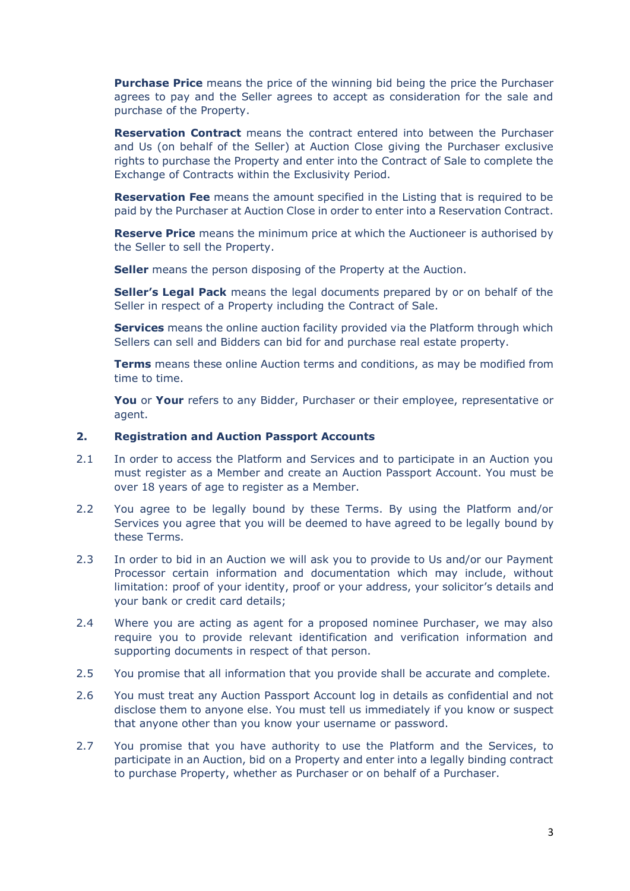**Purchase Price** means the price of the winning bid being the price the Purchaser agrees to pay and the Seller agrees to accept as consideration for the sale and purchase of the Property.

**Reservation Contract** means the contract entered into between the Purchaser and Us (on behalf of the Seller) at Auction Close giving the Purchaser exclusive rights to purchase the Property and enter into the Contract of Sale to complete the Exchange of Contracts within the Exclusivity Period.

**Reservation Fee** means the amount specified in the Listing that is required to be paid by the Purchaser at Auction Close in order to enter into a Reservation Contract.

**Reserve Price** means the minimum price at which the Auctioneer is authorised by the Seller to sell the Property.

**Seller** means the person disposing of the Property at the Auction.

**Seller's Legal Pack** means the legal documents prepared by or on behalf of the Seller in respect of a Property including the Contract of Sale.

**Services** means the online auction facility provided via the Platform through which Sellers can sell and Bidders can bid for and purchase real estate property.

**Terms** means these online Auction terms and conditions, as may be modified from time to time.

**You** or **Your** refers to any Bidder, Purchaser or their employee, representative or agent.

## 2. Registration and Auction Passport Accounts

2.1 In order to access the Platform and Services and to participate in an Auction you must register as a Member and create an Auction Passport Account. You must be over 18 years of age to register as a Member.

2.2 You agree to be legally bound by these Terms. By using the Platform and/or Services you agree that you will be deemed to have agreed to be legally bound by these Terms.

2.3 In order to bid in an Auction we will ask you to provide to Us and/or our Payment Processor certain information and documentation which may include, without limitation: proof of your identity, proof or your address, your solicitor's details and your bank or credit card details;

2.4 Where you are acting as agent for a proposed nominee Purchaser, we may also require you to provide relevant identification and verification information and supporting documents in respect of that person.

2.5 You promise that all information that you provide shall be accurate and complete.

2.6 You must treat any Auction Passport Account log in details as confidential and not disclose them to anyone else. You must tell us immediately if you know or suspect that anyone other than you know your username or password.

2.7 You promise that you have authority to use the Platform and the Services, to participate in an Auction, bid on a Property and enter into a legally binding contract to purchase Property, whether as Purchaser or on behalf of a Purchaser.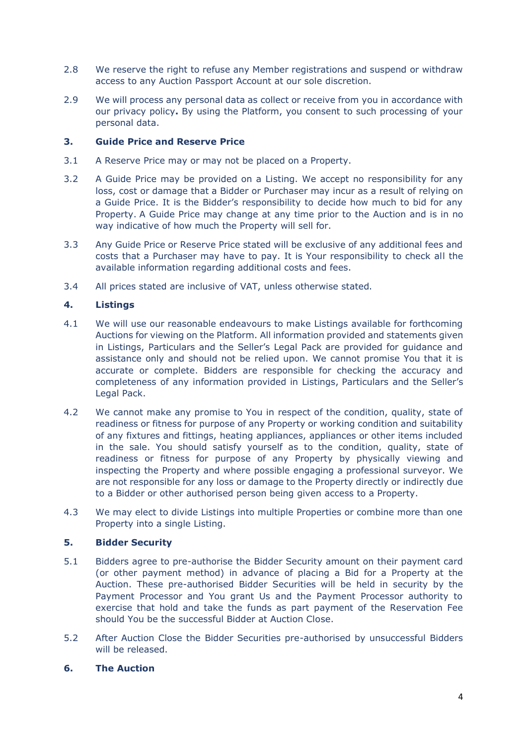2.8 We reserve the right to refuse any Member registrations and suspend or withdraw access to any Auction Passport Account at our sole discretion.

2.9 We will process any personal data as collect or receive from you in accordance with our privacy policy**.** By using the Platform, you consent to such processing of your personal data.

## 3. Guide Price and Reserve Price

3.1 A Reserve Price may or may not be placed on a Property.

3.2 A Guide Price may be provided on a Listing. We accept no responsibility for any loss, cost or damage that a Bidder or Purchaser may incur as a result of relying on a Guide Price. It is the Bidder's responsibility to decide how much to bid for any Property. A Guide Price may change at any time prior to the Auction and is in no way indicative of how much the Property will sell for.

3.3 Any Guide Price or Reserve Price stated will be exclusive of any additional fees and costs that a Purchaser may have to pay. It is Your responsibility to check all the available information regarding additional costs and fees.

3.4 All prices stated are inclusive of VAT, unless otherwise stated.

## 4. Listings

4.1 We will use our reasonable endeavours to make Listings available for forthcoming Auctions for viewing on the Platform. All information provided and statements given in Listings, Particulars and the Seller's Legal Pack are provided for guidance and assistance only and should not be relied upon. We cannot promise You that it is accurate or complete. Bidders are responsible for checking the accuracy and completeness of any information provided in Listings, Particulars and the Seller's Legal Pack.

4.2 We cannot make any promise to You in respect of the condition, quality, state of readiness or fitness for purpose of any Property or working condition and suitability of any fixtures and fittings, heating appliances, appliances or other items included in the sale. You should satisfy yourself as to the condition, quality, state of readiness or fitness for purpose of any Property by physically viewing and inspecting the Property and where possible engaging a professional surveyor. We are not responsible for any loss or damage to the Property directly or indirectly due to a Bidder or other authorised person being given access to a Property.

4.3 We may elect to divide Listings into multiple Properties or combine more than one Property into a single Listing.

## 5. Bidder Security

5.1 Bidders agree to pre-authorise the Bidder Security amount on their payment card (or other payment method) in advance of placing a Bid for a Property at the Auction. These pre-authorised Bidder Securities will be held in security by the Payment Processor and You grant Us and the Payment Processor authority to exercise that hold and take the funds as part payment of the Reservation Fee should You be the successful Bidder at Auction Close.

5.2 After Auction Close the Bidder Securities pre-authorised by unsuccessful Bidders will be released.

## 6. The Auction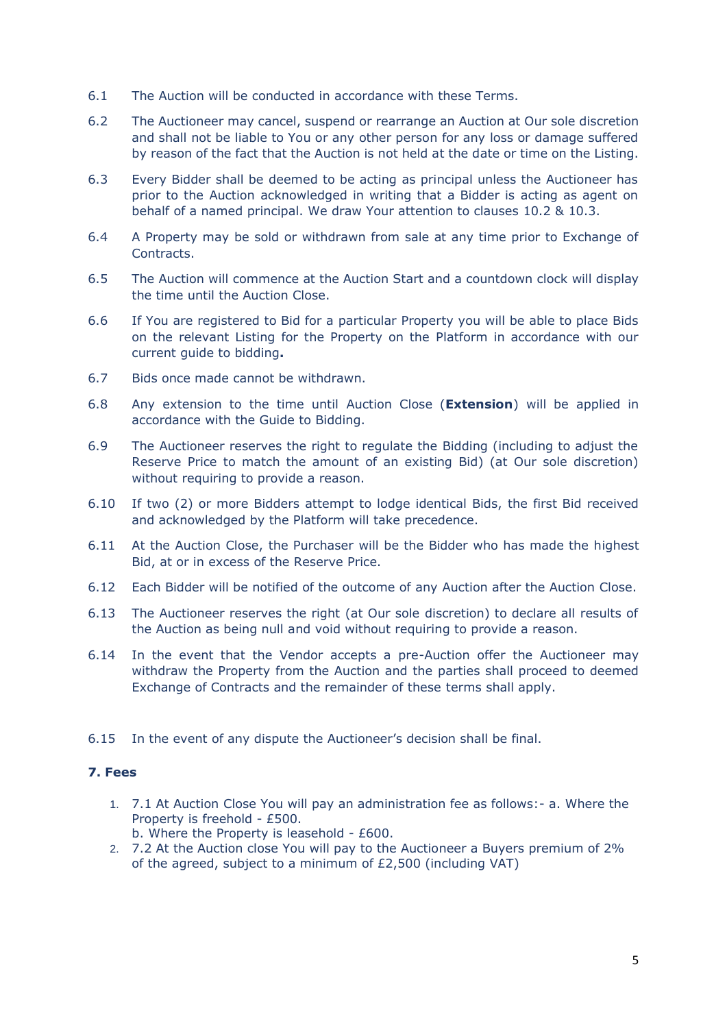6.1 The Auction will be conducted in accordance with these Terms.

6.2 The Auctioneer may cancel, suspend or rearrange an Auction at Our sole discretion and shall not be liable to You or any other person for any loss or damage suffered by reason of the fact that the Auction is not held at the date or time on the Listing.

6.3 Every Bidder shall be deemed to be acting as principal unless the Auctioneer has prior to the Auction acknowledged in writing that a Bidder is acting as agent on behalf of a named principal. We draw Your attention to clauses 10.2 & 10.3.

6.4 A Property may be sold or withdrawn from sale at any time prior to Exchange of Contracts.

6.5 The Auction will commence at the Auction Start and a countdown clock will display the time until the Auction Close.

6.6 If You are registered to Bid for a particular Property you will be able to place Bids on the relevant Listing for the Property on the Platform in accordance with our current guide to bidding**.**

6.7 Bids once made cannot be withdrawn.

6.8 Any extension to the time until Auction Close (**Extension**) will be applied in accordance with the Guide to Bidding.

6.9 The Auctioneer reserves the right to regulate the Bidding (including to adjust the Reserve Price to match the amount of an existing Bid) (at Our sole discretion) without requiring to provide a reason.

6.10 If two (2) or more Bidders attempt to lodge identical Bids, the first Bid received and acknowledged by the Platform will take precedence.

6.11 At the Auction Close, the Purchaser will be the Bidder who has made the highest Bid, at or in excess of the Reserve Price.

6.12 Each Bidder will be notified of the outcome of any Auction after the Auction Close.

6.13 The Auctioneer reserves the right (at Our sole discretion) to declare all results of the Auction as being null and void without requiring to provide a reason.

6.14 In the event that the Vendor accepts a pre-Auction offer the Auctioneer may withdraw the Property from the Auction and the parties shall proceed to deemed Exchange of Contracts and the remainder of these terms shall apply.

6.15 In the event of any dispute the Auctioneer's decision shall be final.

**7. Fees**

1. 7.1 At Auction Close You will pay an administration fee as follows:- a. Where the Property is freehold - £500.
   b. Where the Property is leasehold - £600.
2. 7.2 At the Auction close You will pay to the Auctioneer a Buyers premium of 2% of the agreed, subject to a minimum of £2,500 (including VAT)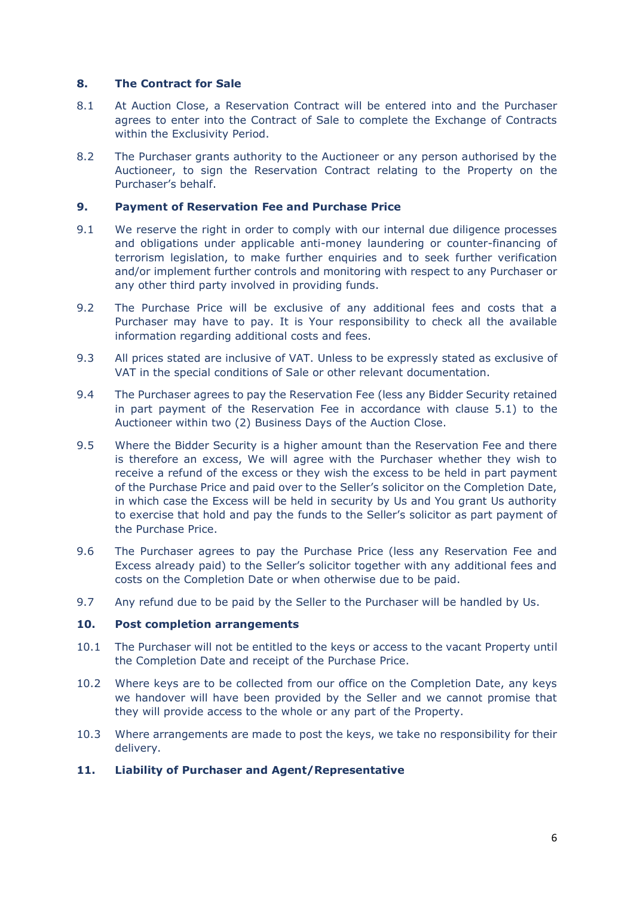## 8. The Contract for Sale

8.1 At Auction Close, a Reservation Contract will be entered into and the Purchaser agrees to enter into the Contract of Sale to complete the Exchange of Contracts within the Exclusivity Period.

8.2 The Purchaser grants authority to the Auctioneer or any person authorised by the Auctioneer, to sign the Reservation Contract relating to the Property on the Purchaser's behalf.

## 9. Payment of Reservation Fee and Purchase Price

9.1 We reserve the right in order to comply with our internal due diligence processes and obligations under applicable anti-money laundering or counter-financing of terrorism legislation, to make further enquiries and to seek further verification and/or implement further controls and monitoring with respect to any Purchaser or any other third party involved in providing funds.

9.2 The Purchase Price will be exclusive of any additional fees and costs that a Purchaser may have to pay. It is Your responsibility to check all the available information regarding additional costs and fees.

9.3 All prices stated are inclusive of VAT. Unless to be expressly stated as exclusive of VAT in the special conditions of Sale or other relevant documentation.

9.4 The Purchaser agrees to pay the Reservation Fee (less any Bidder Security retained in part payment of the Reservation Fee in accordance with clause 5.1) to the Auctioneer within two (2) Business Days of the Auction Close.

9.5 Where the Bidder Security is a higher amount than the Reservation Fee and there is therefore an excess, We will agree with the Purchaser whether they wish to receive a refund of the excess or they wish the excess to be held in part payment of the Purchase Price and paid over to the Seller's solicitor on the Completion Date, in which case the Excess will be held in security by Us and You grant Us authority to exercise that hold and pay the funds to the Seller's solicitor as part payment of the Purchase Price.

9.6 The Purchaser agrees to pay the Purchase Price (less any Reservation Fee and Excess already paid) to the Seller's solicitor together with any additional fees and costs on the Completion Date or when otherwise due to be paid.

9.7 Any refund due to be paid by the Seller to the Purchaser will be handled by Us.

## 10. Post completion arrangements

10.1 The Purchaser will not be entitled to the keys or access to the vacant Property until the Completion Date and receipt of the Purchase Price.

10.2 Where keys are to be collected from our office on the Completion Date, any keys we handover will have been provided by the Seller and we cannot promise that they will provide access to the whole or any part of the Property.

10.3 Where arrangements are made to post the keys, we take no responsibility for their delivery.

## 11. Liability of Purchaser and Agent/Representative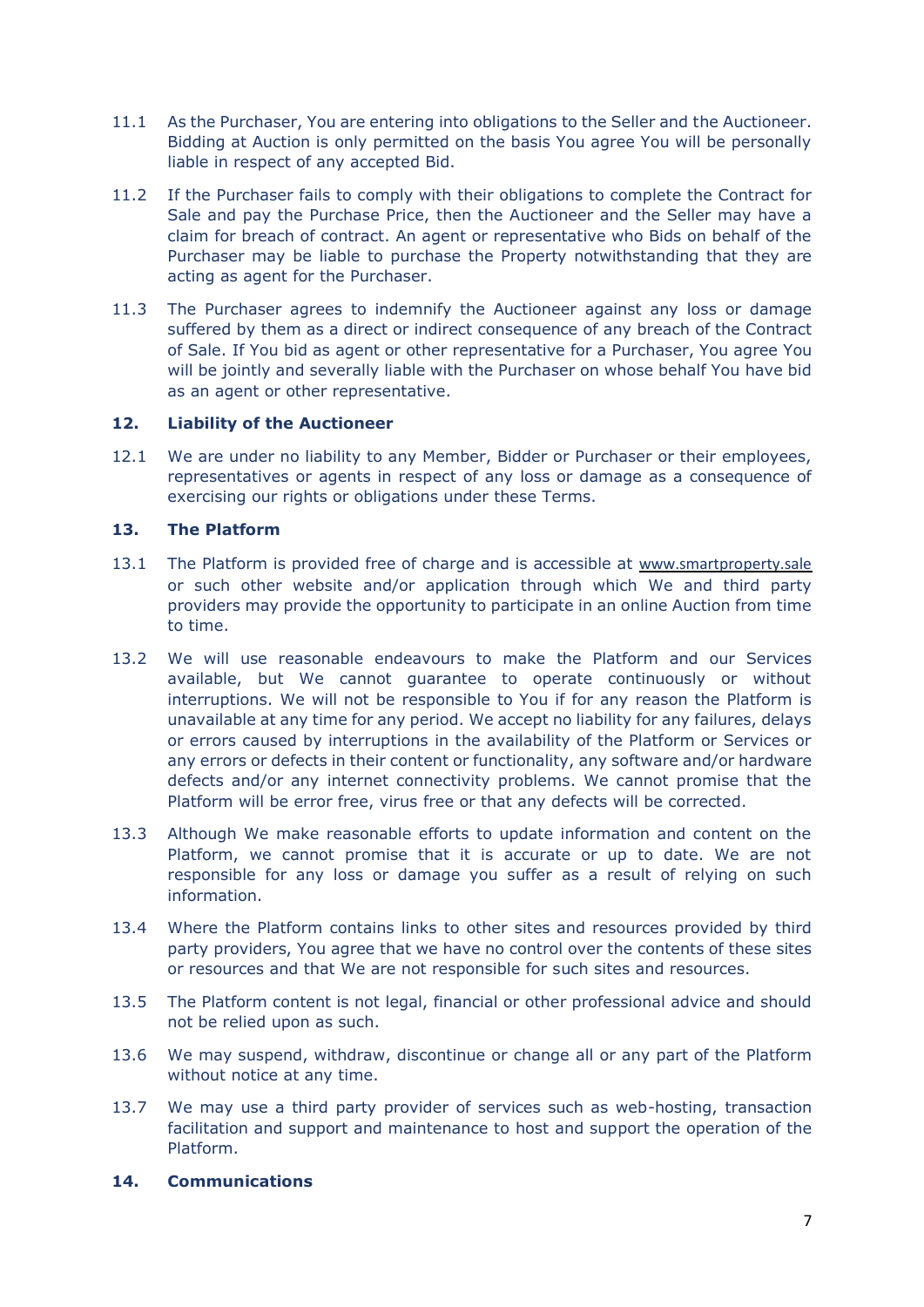11.1 As the Purchaser, You are entering into obligations to the Seller and the Auctioneer. Bidding at Auction is only permitted on the basis You agree You will be personally liable in respect of any accepted Bid.

11.2 If the Purchaser fails to comply with their obligations to complete the Contract for Sale and pay the Purchase Price, then the Auctioneer and the Seller may have a claim for breach of contract. An agent or representative who Bids on behalf of the Purchaser may be liable to purchase the Property notwithstanding that they are acting as agent for the Purchaser.

11.3 The Purchaser agrees to indemnify the Auctioneer against any loss or damage suffered by them as a direct or indirect consequence of any breach of the Contract of Sale. If You bid as agent or other representative for a Purchaser, You agree You will be jointly and severally liable with the Purchaser on whose behalf You have bid as an agent or other representative.

## 12. Liability of the Auctioneer

12.1 We are under no liability to any Member, Bidder or Purchaser or their employees, representatives or agents in respect of any loss or damage as a consequence of exercising our rights or obligations under these Terms.

## 13. The Platform

13.1 The Platform is provided free of charge and is accessible at www.smartproperty.sale or such other website and/or application through which We and third party providers may provide the opportunity to participate in an online Auction from time to time.

13.2 We will use reasonable endeavours to make the Platform and our Services available, but We cannot guarantee to operate continuously or without interruptions. We will not be responsible to You if for any reason the Platform is unavailable at any time for any period. We accept no liability for any failures, delays or errors caused by interruptions in the availability of the Platform or Services or any errors or defects in their content or functionality, any software and/or hardware defects and/or any internet connectivity problems. We cannot promise that the Platform will be error free, virus free or that any defects will be corrected.

13.3 Although We make reasonable efforts to update information and content on the Platform, we cannot promise that it is accurate or up to date. We are not responsible for any loss or damage you suffer as a result of relying on such information.

13.4 Where the Platform contains links to other sites and resources provided by third party providers, You agree that we have no control over the contents of these sites or resources and that We are not responsible for such sites and resources.

13.5 The Platform content is not legal, financial or other professional advice and should not be relied upon as such.

13.6 We may suspend, withdraw, discontinue or change all or any part of the Platform without notice at any time.

13.7 We may use a third party provider of services such as web-hosting, transaction facilitation and support and maintenance to host and support the operation of the Platform.

## 14. Communications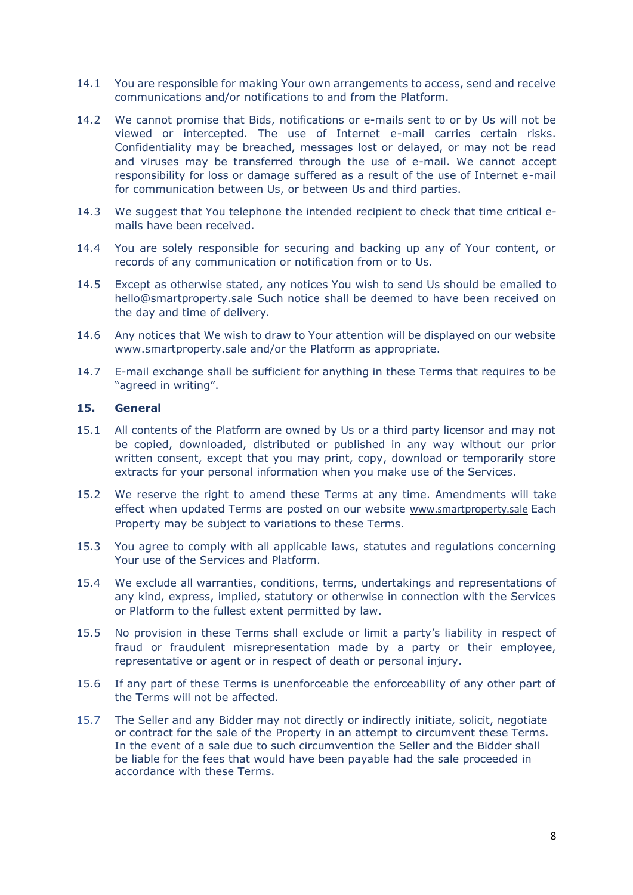14.1 You are responsible for making Your own arrangements to access, send and receive communications and/or notifications to and from the Platform.

14.2 We cannot promise that Bids, notifications or e-mails sent to or by Us will not be viewed or intercepted. The use of Internet e-mail carries certain risks. Confidentiality may be breached, messages lost or delayed, or may not be read and viruses may be transferred through the use of e-mail. We cannot accept responsibility for loss or damage suffered as a result of the use of Internet e-mail for communication between Us, or between Us and third parties.

14.3 We suggest that You telephone the intended recipient to check that time critical e-mails have been received.

14.4 You are solely responsible for securing and backing up any of Your content, or records of any communication or notification from or to Us.

14.5 Except as otherwise stated, any notices You wish to send Us should be emailed to hello@smartproperty.sale Such notice shall be deemed to have been received on the day and time of delivery.

14.6 Any notices that We wish to draw to Your attention will be displayed on our website www.smartproperty.sale and/or the Platform as appropriate.

14.7 E-mail exchange shall be sufficient for anything in these Terms that requires to be "agreed in writing".

## 15. General

15.1 All contents of the Platform are owned by Us or a third party licensor and may not be copied, downloaded, distributed or published in any way without our prior written consent, except that you may print, copy, download or temporarily store extracts for your personal information when you make use of the Services.

15.2 We reserve the right to amend these Terms at any time. Amendments will take effect when updated Terms are posted on our website www.smartproperty.sale Each Property may be subject to variations to these Terms.

15.3 You agree to comply with all applicable laws, statutes and regulations concerning Your use of the Services and Platform.

15.4 We exclude all warranties, conditions, terms, undertakings and representations of any kind, express, implied, statutory or otherwise in connection with the Services or Platform to the fullest extent permitted by law.

15.5 No provision in these Terms shall exclude or limit a party's liability in respect of fraud or fraudulent misrepresentation made by a party or their employee, representative or agent or in respect of death or personal injury.

15.6 If any part of these Terms is unenforceable the enforceability of any other part of the Terms will not be affected.

15.7 The Seller and any Bidder may not directly or indirectly initiate, solicit, negotiate or contract for the sale of the Property in an attempt to circumvent these Terms. In the event of a sale due to such circumvention the Seller and the Bidder shall be liable for the fees that would have been payable had the sale proceeded in accordance with these Terms.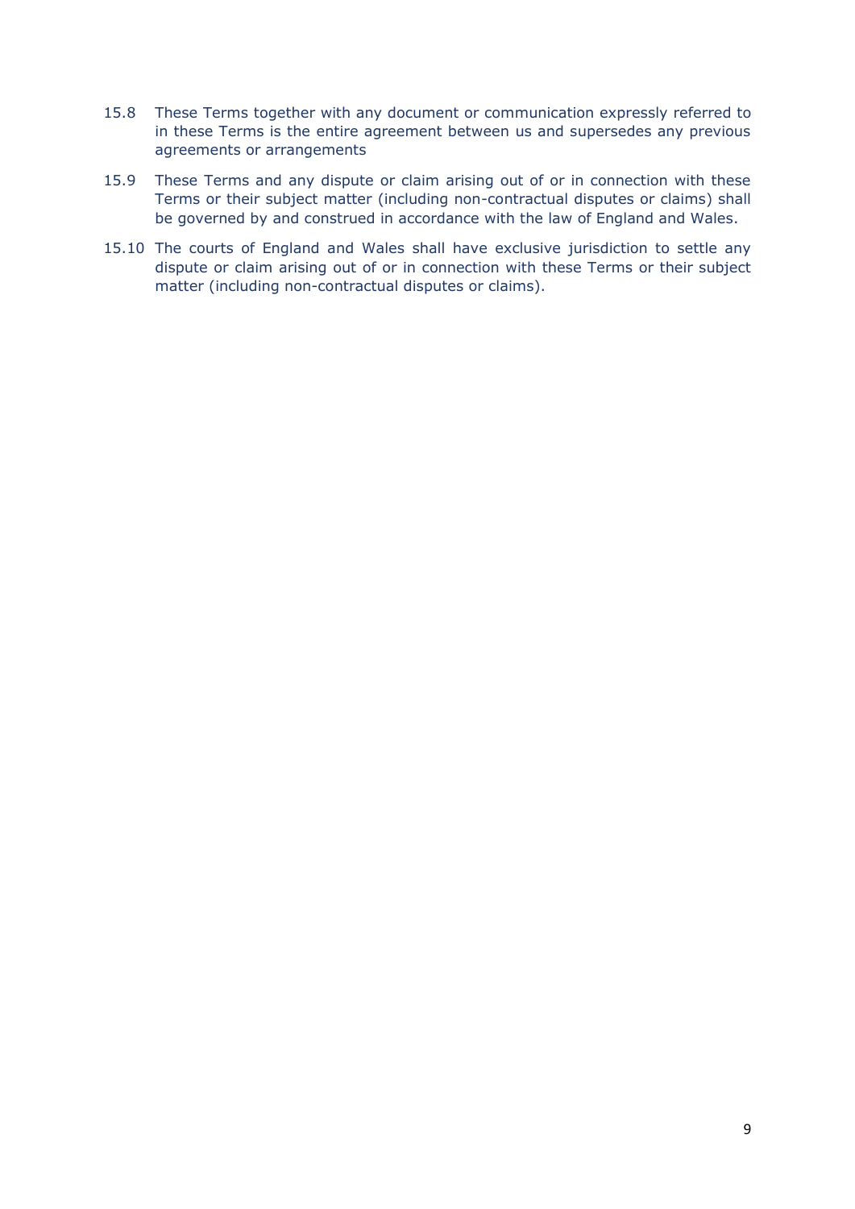15.8 These Terms together with any document or communication expressly referred to in these Terms is the entire agreement between us and supersedes any previous agreements or arrangements

15.9 These Terms and any dispute or claim arising out of or in connection with these Terms or their subject matter (including non-contractual disputes or claims) shall be governed by and construed in accordance with the law of England and Wales.

15.10 The courts of England and Wales shall have exclusive jurisdiction to settle any dispute or claim arising out of or in connection with these Terms or their subject matter (including non-contractual disputes or claims).